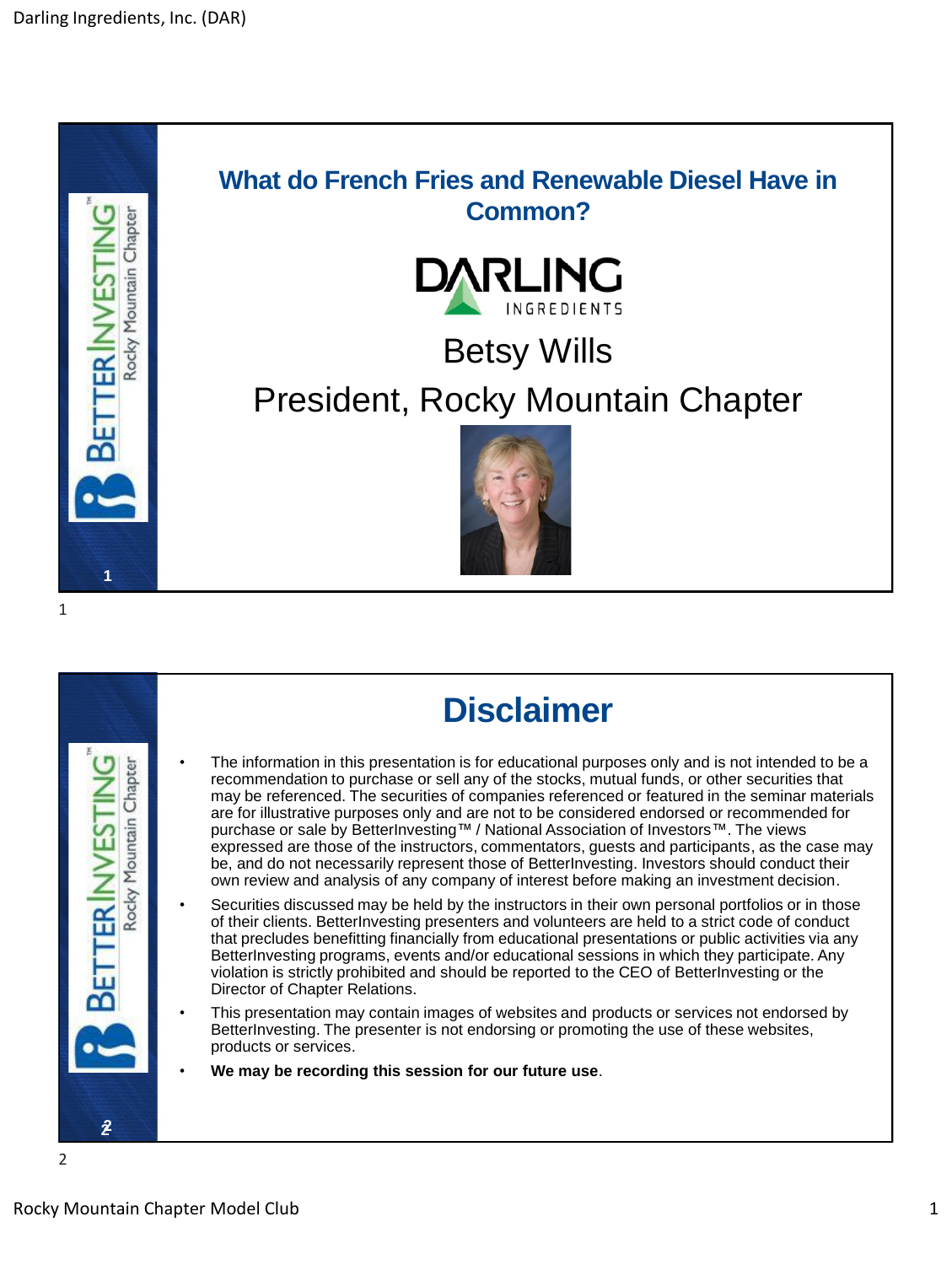# What do French Fries and Renewable Diesel Have in Common?

DARLING INGREDIENTS

Betsy Wills

President, Rocky Mountain Chapter

## Disclaimer

- The information in this presentation is for educational purposes only and is not intended to be a recommendation to purchase or sell any of the stocks, mutual funds, or other securities that may be referenced. The securities of companies referenced or featured in the seminar materials are for illustrative purposes only and are not to be considered endorsed or recommended for purchase or sale by BetterInvesting™ / National Association of Investors™. The views expressed are those of the instructors, commentators, guests and participants, as the case may be, and do not necessarily represent those of BetterInvesting. Investors should conduct their own review and analysis of any company of interest before making an investment decision.
- Securities discussed may be held by the instructors in their own personal portfolios or in those of their clients. BetterInvesting presenters and volunteers are held to a strict code of conduct that precludes benefitting financially from educational presentations or public activities via any BetterInvesting programs, events and/or educational sessions in which they participate. Any violation is strictly prohibited and should be reported to the CEO of BetterInvesting or the Director of Chapter Relations.
- This presentation may contain images of websites and products or services not endorsed by BetterInvesting. The presenter is not endorsing or promoting the use of these websites, products or services.
- **We may be recording this session for our future use**.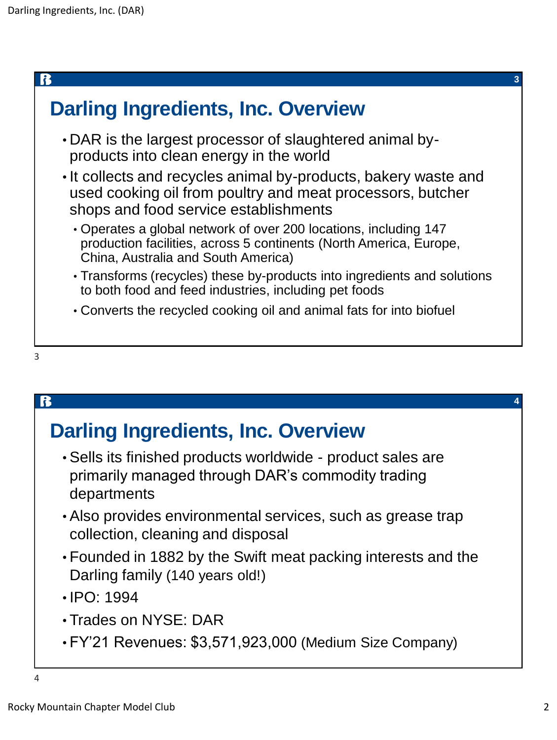## Darling Ingredients, Inc. Overview

- DAR is the largest processor of slaughtered animal by-products into clean energy in the world
- It collects and recycles animal by-products, bakery waste and used cooking oil from poultry and meat processors, butcher shops and food service establishments
  - Operates a global network of over 200 locations, including 147 production facilities, across 5 continents (North America, Europe, China, Australia and South America)
  - Transforms (recycles) these by-products into ingredients and solutions to both food and feed industries, including pet foods
  - Converts the recycled cooking oil and animal fats for into biofuel

## Darling Ingredients, Inc. Overview

- Sells its finished products worldwide - product sales are primarily managed through DAR's commodity trading departments
- Also provides environmental services, such as grease trap collection, cleaning and disposal
- Founded in 1882 by the Swift meat packing interests and the Darling family (140 years old!)
- IPO: 1994
- Trades on NYSE: DAR
- FY'21 Revenues: $3,571,923,000 (Medium Size Company)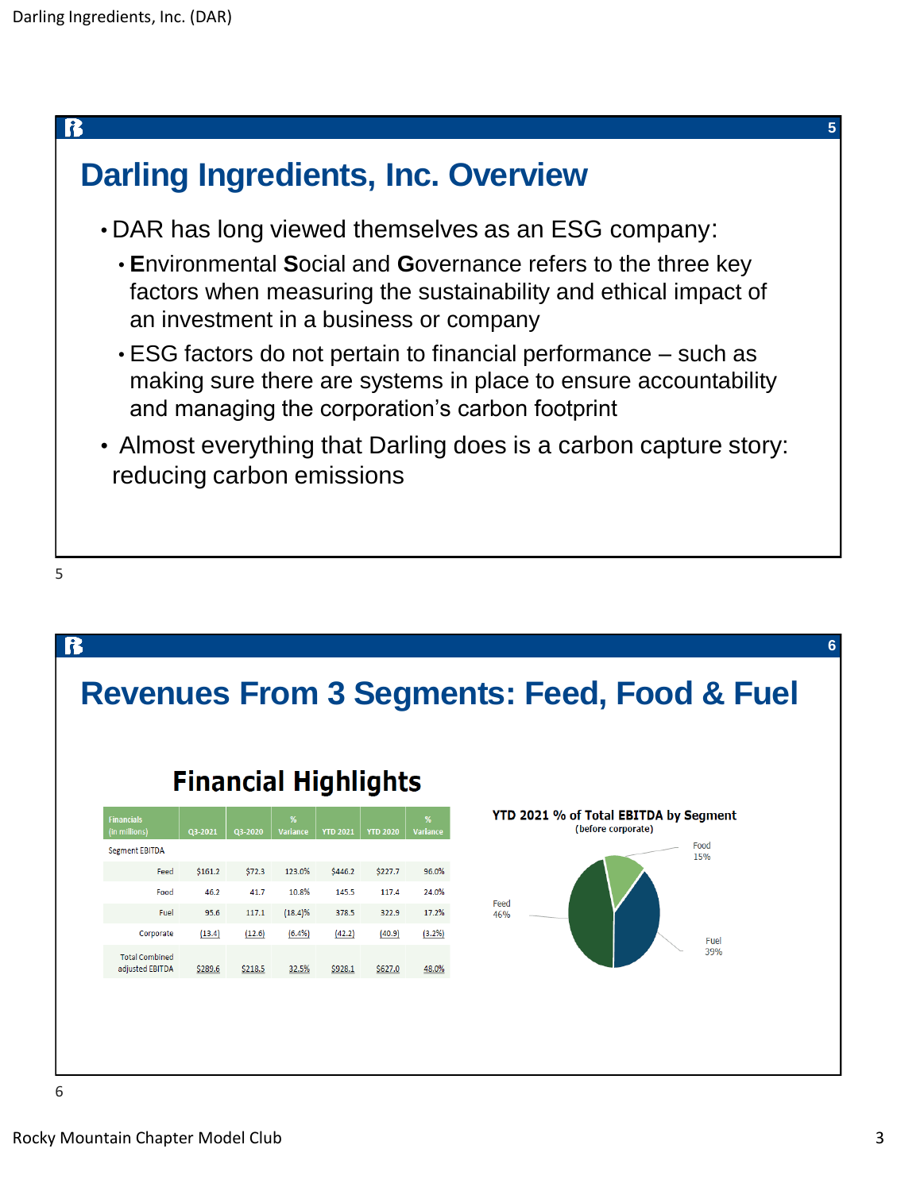## Darling Ingredients, Inc. Overview

- DAR has long viewed themselves as an ESG company:
  - **E**nvironmental **S**ocial and **G**overnance refers to the three key factors when measuring the sustainability and ethical impact of an investment in a business or company
  - ESG factors do not pertain to financial performance – such as making sure there are systems in place to ensure accountability and managing the corporation's carbon footprint
- Almost everything that Darling does is a carbon capture story: reducing carbon emissions

## Revenues From 3 Segments: Feed, Food & Fuel

### Financial Highlights

| Financials (in millions) | Q3-2021 | Q3-2020 | % Variance | YTD 2021 | YTD 2020 | % Variance |
|---|---|---|---|---|---|---|
| Segment EBITDA | | | | | | |
| Feed | $161.2 | $72.3 | 123.0% | $446.2 | $227.7 | 96.0% |
| Food | 46.2 | 41.7 | 10.8% | 145.5 | 117.4 | 24.0% |
| Fuel | 95.6 | 117.1 | (18.4)% | 378.5 | 322.9 | 17.2% |
| Corporate | (13.4) | (12.6) | (6.4%) | (42.2) | (40.9) | (3.2%) |
| Total Combined adjusted EBITDA | $289.6 | $218.5 | 32.5% | $928.1 | $627.0 | 48.0% |

**YTD 2021 % of Total EBITDA by Segment**
(before corporate)

- Food 15%
- Feed 46%
- Fuel 39%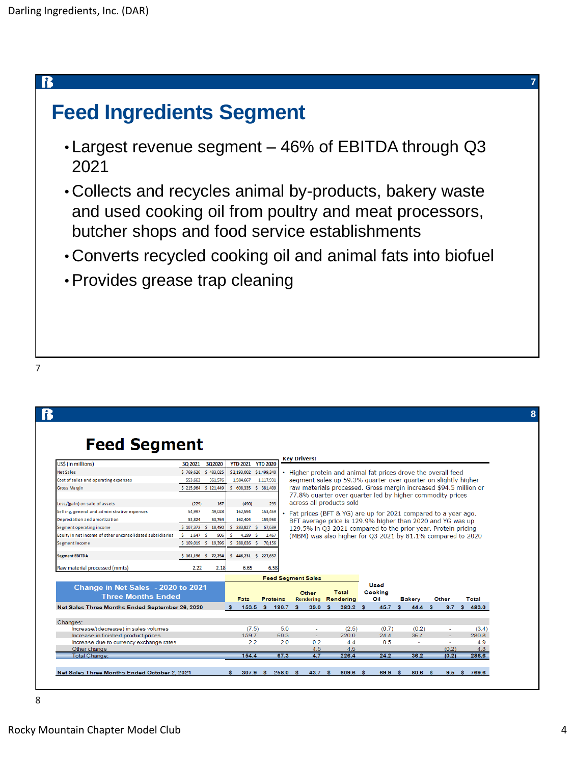## Feed Ingredients Segment

- Largest revenue segment – 46% of EBITDA through Q3 2021
- Collects and recycles animal by-products, bakery waste and used cooking oil from poultry and meat processors, butcher shops and food service establishments
- Converts recycled cooking oil and animal fats into biofuel
- Provides grease trap cleaning

## Feed Segment

| US$ (in millions) | 3Q 2021 | 3Q2020 | YTD 2021 | YTD 2020 |
|---|---|---|---|---|
| Net Sales | $ 769,626 | $ 483,025 | $2,193,002 | $1,499,340 |
| Cost of sales and operating expenses | 553,662 | 361,576 | 1,584,667 | 1,117,931 |
| Gross Margin | $ 215,964 | $ 121,449 | $ 608,335 | $ 381,409 |
| Loss/(gain) on sale of assets | (229) | 167 | (490) | 293 |
| Selling, general and administrative expenses | 54,997 | 49,028 | 162,594 | 153,459 |
| Depreciation and amortization | 53,824 | 53,764 | 162,404 | 159,968 |
| Segment operating income | $ 107,372 | $ 18,490 | $ 283,827 | $ 67,689 |
| Equity in net income of other unconsolidated subsidiaries | $ 1,647 | $ 906 | $ 4,199 | $ 2,467 |
| Segment Income | $ 109,019 | $ 19,396 | $ 288,026 | $ 70,156 |
| Segment EBITDA | $ 161,196 | $ 72,254 | $ 446,231 | $ 227,657 |
| Raw material processed (mmts) | 2.22 | 2.18 | 6.65 | 6.58 |

**Key Drivers:**

- Higher protein and animal fat prices drove the overall feed segment sales up 59.3% quarter over quarter on slightly higher raw materials processed. Gross margin increased $94.5 million or 77.8% quarter over quarter led by higher commodity prices across all products sold
- Fat prices (BFT & YG) are up for 2021 compared to a year ago. BFT average price is 129.9% higher than 2020 and YG was up 129.5% in Q3 2021 compared to the prior year. Protein pricing (MBM) was also higher for Q3 2021 by 81.1% compared to 2020

| Change in Net Sales - 2020 to 2021 Three Months Ended | Fats | Proteins | Other Rendering | Total Rendering | Used Cooking Oil | Bakery | Other | Total |
|---|---|---|---|---|---|---|---|---|
| | Feed Segment Sales | | | | | | | |
| Net Sales Three Months Ended September 26, 2020 | $ 153.5 | $ 190.7 | $ 39.0 | $ 383.2 | $ 45.7 | $ 44.4 | $ 9.7 | $ 483.0 |
| Changes: | | | | | | | | |
| Increase/(decrease) in sales volumes | (7.5) | 5.0 | - | (2.5) | (0.7) | (0.2) | - | (3.4) |
| Increase in finished product prices | 159.7 | 60.3 | - | 220.0 | 24.4 | 36.4 | - | 280.8 |
| Increase due to currency exchange rates | 2.2 | 2.0 | 0.2 | 4.4 | 0.5 | - | - | 4.9 |
| Other change | | | 4.5 | 4.5 | | | (0.2) | 4.3 |
| Total Change: | 154.4 | 67.3 | 4.7 | 226.4 | 24.2 | 36.2 | (0.2) | 286.6 |
| Net Sales Three Months Ended October 2, 2021 | $ 307.9 | $ 258.0 | $ 43.7 | $ 609.6 | $ 69.9 | $ 80.6 | $ 9.5 | $ 769.6 |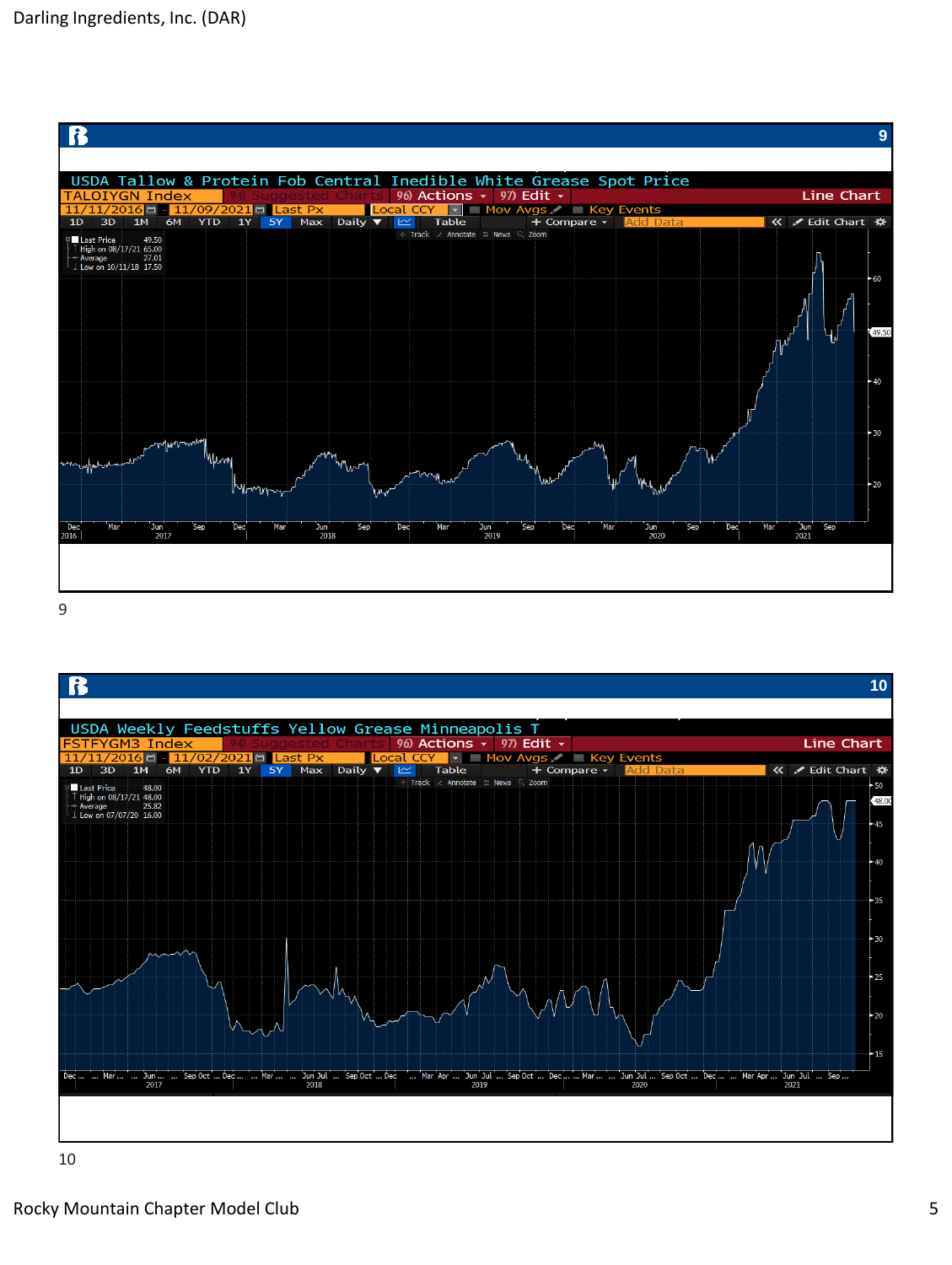USDA Tallow & Protein Fob Central Inedible White Grease Spot Price

TALOIYGN Index

11/11/2016 - 11/09/2021 Last Px Local CCY

| | |
|---|---|
| Last Price | 49.50 |
| High on 08/17/21 | 65.00 |
| Average | 27.01 |
| Low on 10/11/18 | 17.50 |

9

USDA Weekly Feedstuffs Yellow Grease Minneapolis T

FSTFYGM3 Index

11/11/2016 - 11/02/2021 Last Px Local CCY

| | |
|---|---|
| Last Price | 48.00 |
| High on 08/17/21 | 48.00 |
| Average | 25.82 |
| Low on 07/07/20 | 16.00 |

10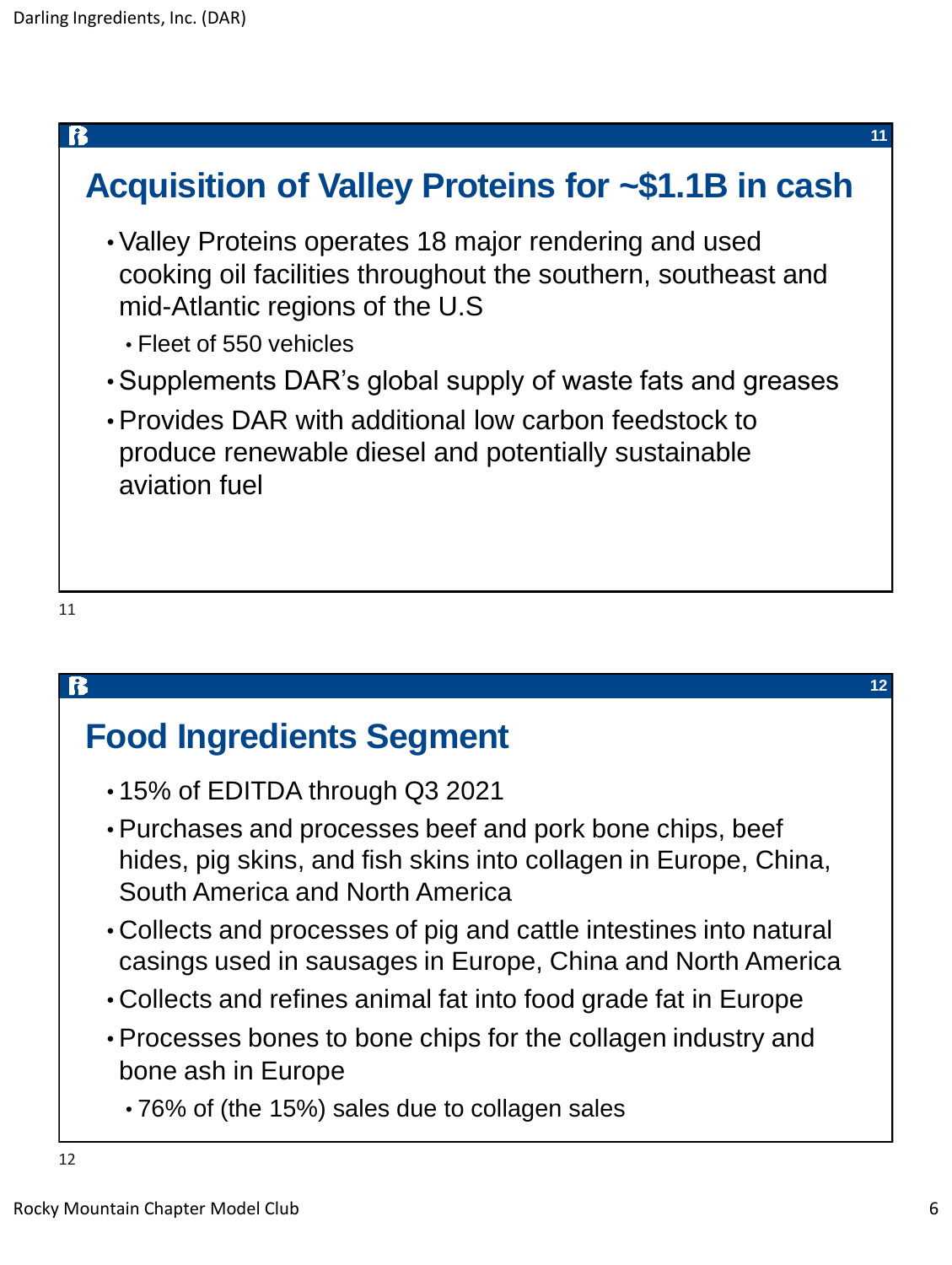## Acquisition of Valley Proteins for ~$1.1B in cash

- Valley Proteins operates 18 major rendering and used cooking oil facilities throughout the southern, southeast and mid-Atlantic regions of the U.S
  - Fleet of 550 vehicles
- Supplements DAR's global supply of waste fats and greases
- Provides DAR with additional low carbon feedstock to produce renewable diesel and potentially sustainable aviation fuel

## Food Ingredients Segment

- 15% of EDITDA through Q3 2021
- Purchases and processes beef and pork bone chips, beef hides, pig skins, and fish skins into collagen in Europe, China, South America and North America
- Collects and processes of pig and cattle intestines into natural casings used in sausages in Europe, China and North America
- Collects and refines animal fat into food grade fat in Europe
- Processes bones to bone chips for the collagen industry and bone ash in Europe
  - 76% of (the 15%) sales due to collagen sales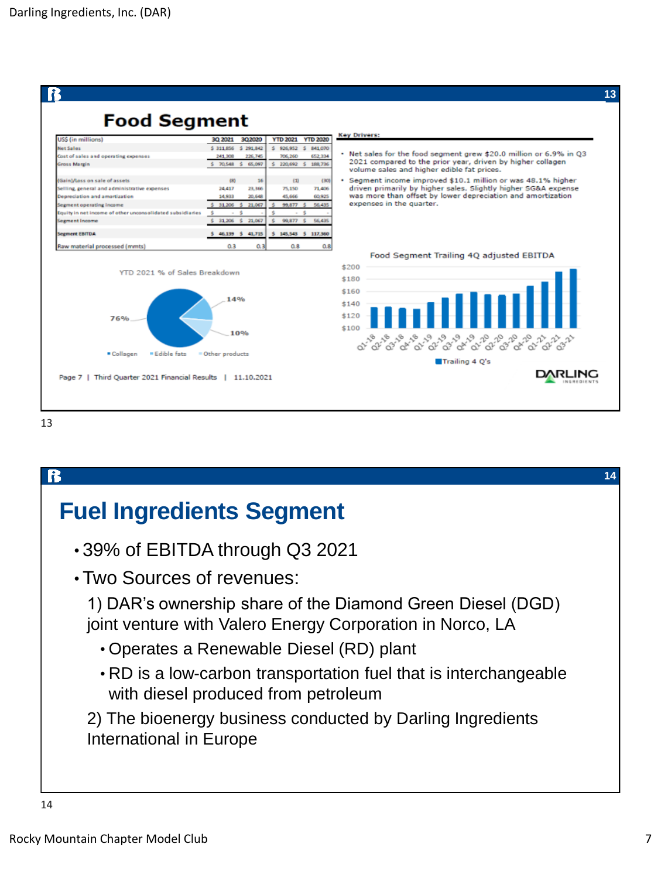## Food Segment

| US$ (in millions) | 3Q 2021 | 3Q2020 | YTD 2021 | YTD 2020 |
|---|---|---|---|---|
| Net Sales | $ 311,856 | $ 291,842 | $ 926,952 | $ 841,070 |
| Cost of sales and operating expenses | 241,308 | 226,745 | 706,260 | 652,334 |
| Gross Margin | $ 70,548 | $ 65,097 | $ 220,692 | $ 188,736 |
| (Gain)/Loss on sale of assets | (8) | 16 | (1) | (30) |
| Selling, general and administrative expenses | 24,417 | 23,366 | 75,150 | 71,406 |
| Depreciation and amortization | 14,933 | 20,648 | 45,666 | 60,925 |
| Segment operating income | $ 31,206 | $ 21,067 | $ 99,877 | $ 56,435 |
| Equity in net income of other unconsolidated subsidiaries | $ - | $ - | $ - | $ - |
| Segment income | $ 31,206 | $ 21,067 | $ 99,877 | $ 56,435 |
| Segment EBITDA | $ 46,139 | $ 41,715 | $ 145,543 | $ 117,360 |
| Raw material processed (mmts) | 0.3 | 0.3 | 0.8 | 0.8 |

**Key Drivers:**

- Net sales for the food segment grew $20.0 million or 6.9% in Q3 2021 compared to the prior year, driven by higher collagen volume sales and higher edible fat prices.
- Segment income improved $10.1 million or was 48.1% higher driven primarily by higher sales. Slightly higher SG&A expense was more than offset by lower depreciation and amortization expenses in the quarter.

YTD 2021 % of Sales Breakdown: Collagen 76%, Edible fats 14%, Other products 10%

Food Segment Trailing 4Q adjusted EBITDA

Page 7 | Third Quarter 2021 Financial Results | 11.10.2021

## Fuel Ingredients Segment

- 39% of EBITDA through Q3 2021
- Two Sources of revenues:

1) DAR's ownership share of the Diamond Green Diesel (DGD) joint venture with Valero Energy Corporation in Norco, LA
   - Operates a Renewable Diesel (RD) plant
   - RD is a low-carbon transportation fuel that is interchangeable with diesel produced from petroleum

2) The bioenergy business conducted by Darling Ingredients International in Europe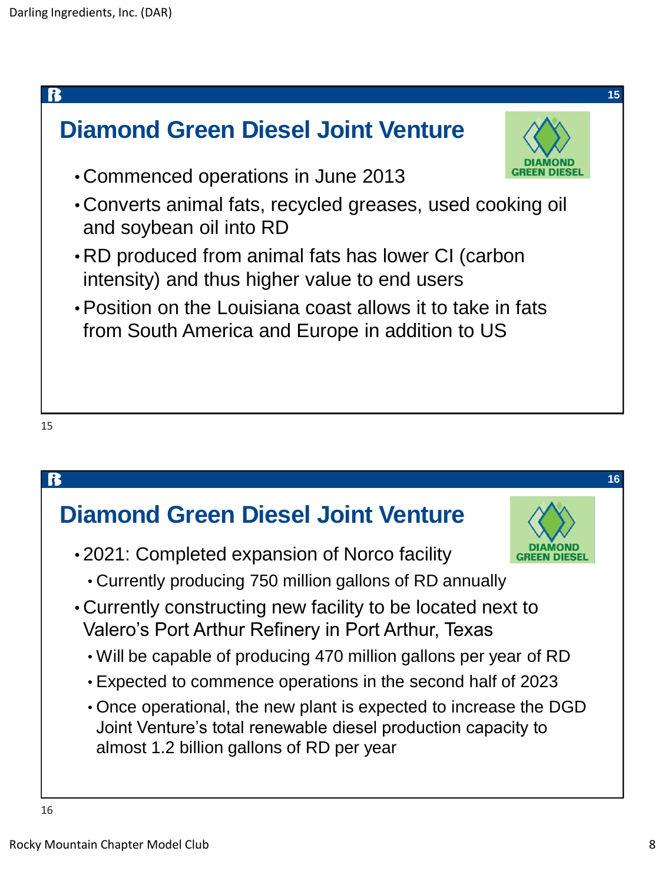## Diamond Green Diesel Joint Venture

- Commenced operations in June 2013
- Converts animal fats, recycled greases, used cooking oil and soybean oil into RD
- RD produced from animal fats has lower CI (carbon intensity) and thus higher value to end users
- Position on the Louisiana coast allows it to take in fats from South America and Europe in addition to US

## Diamond Green Diesel Joint Venture

- 2021: Completed expansion of Norco facility
  - Currently producing 750 million gallons of RD annually
- Currently constructing new facility to be located next to Valero's Port Arthur Refinery in Port Arthur, Texas
  - Will be capable of producing 470 million gallons per year of RD
  - Expected to commence operations in the second half of 2023
  - Once operational, the new plant is expected to increase the DGD Joint Venture's total renewable diesel production capacity to almost 1.2 billion gallons of RD per year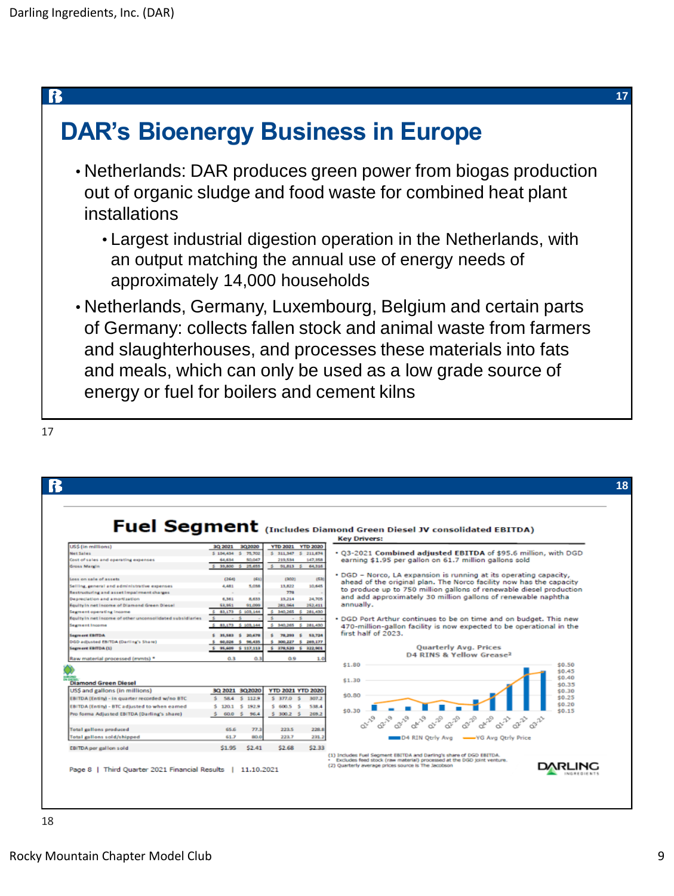## DAR's Bioenergy Business in Europe

- Netherlands: DAR produces green power from biogas production out of organic sludge and food waste for combined heat plant installations
  - Largest industrial digestion operation in the Netherlands, with an output matching the annual use of energy needs of approximately 14,000 households
- Netherlands, Germany, Luxembourg, Belgium and certain parts of Germany: collects fallen stock and animal waste from farmers and slaughterhouses, and processes these materials into fats and meals, which can only be used as a low grade source of energy or fuel for boilers and cement kilns

## Fuel Segment (Includes Diamond Green Diesel JV consolidated EBITDA)

| US$ (in millions) | 3Q 2021 | 3Q2020 | YTD 2021 | YTD 2020 |
|---|---|---|---|---|
| Net Sales | $ 104,434 | $ 75,702 | $ 311,347 | $ 211,674 |
| Cost of sales and operating expenses | 64,634 | 50,047 | 219,534 | 147,358 |
| Gross Margin | $ 39,800 | $ 25,655 | $ 91,813 | $ 64,316 |
| Loss on sale of assets | (264) | (61) | (302) | (53) |
| Selling, general and administrative expenses | 4,481 | 5,058 | 13,822 | 10,645 |
| Restructuring and asset impairment charges | - | - | 778 | - |
| Depreciation and amortization | 6,361 | 8,633 | 19,214 | 24,705 |
| Equity in net income of Diamond Green Diesel | 53,951 | 91,099 | 281,964 | 252,411 |
| Segment operating income | $ 83,173 | $ 103,144 | $ 340,265 | $ 281,430 |
| Equity in net income of other unconsolidated subsidiaries | $ - | $ - | $ - | $ - |
| Segment income | $ 83,173 | $ 103,144 | $ 340,265 | $ 281,430 |
| Segment EBITDA | $ 35,583 | $ 20,678 | $ 78,293 | $ 53,724 |
| DGD adjusted EBITDA (Darling's Share) | $ 60,026 | $ 96,435 | $ 300,227 | $ 269,177 |
| Segment EBITDA (1) | $ 95,609 | $ 117,113 | $ 378,520 | $ 322,901 |
| Raw material processed (mmts) * | 0.3 | 0.3 | 0.9 | 1.0 |

**Diamond Green Diesel**

| US$ and gallons (in millions) | 3Q 2021 | 3Q2020 | YTD 2021 | YTD 2020 |
|---|---|---|---|---|
| EBITDA (Entity) - in quarter recorded w/no BTC | $ 58.4 | $ 112.9 | $ 377.0 | $ 307.2 |
| EBITDA (Entity) - BTC adjusted to when earned | $ 120.1 | $ 192.9 | $ 600.5 | $ 538.4 |
| Pro forma Adjusted EBITDA (Darling's share) | $ 60.0 | $ 96.4 | $ 300.2 | $ 269.2 |
| Total gallons produced | 65.6 | 77.3 | 223.5 | 228.8 |
| Total gallons sold/shipped | 61.7 | 80.0 | 223.7 | 231.2 |
| EBITDA per gallon sold | $1.95 | $2.41 | $2.68 | $2.33 |

**Key Drivers:**

- Q3-2021 **Combined adjusted EBITDA** of $95.6 million, with DGD earning $1.95 per gallon on 61.7 million gallons sold
- DGD – Norco, LA expansion is running at its operating capacity, ahead of the original plan. The Norco facility now has the capacity to produce up to 750 million gallons of renewable diesel production and add approximately 30 million gallons of renewable naphtha annually.
- DGD Port Arthur continues to be on time and on budget. This new 470-million-gallon facility is now expected to be operational in the first half of 2023.

Quarterly Avg. Prices D4 RINS & Yellow Grease[2]

(1) Includes Fuel Segment EBITDA and Darling's share of DGD EBITDA.
\* Excludes feed stock (raw material) processed at the DGD joint venture.
(2) Quarterly average prices source is The Jacobson

Page 8 | Third Quarter 2021 Financial Results | 11.10.2021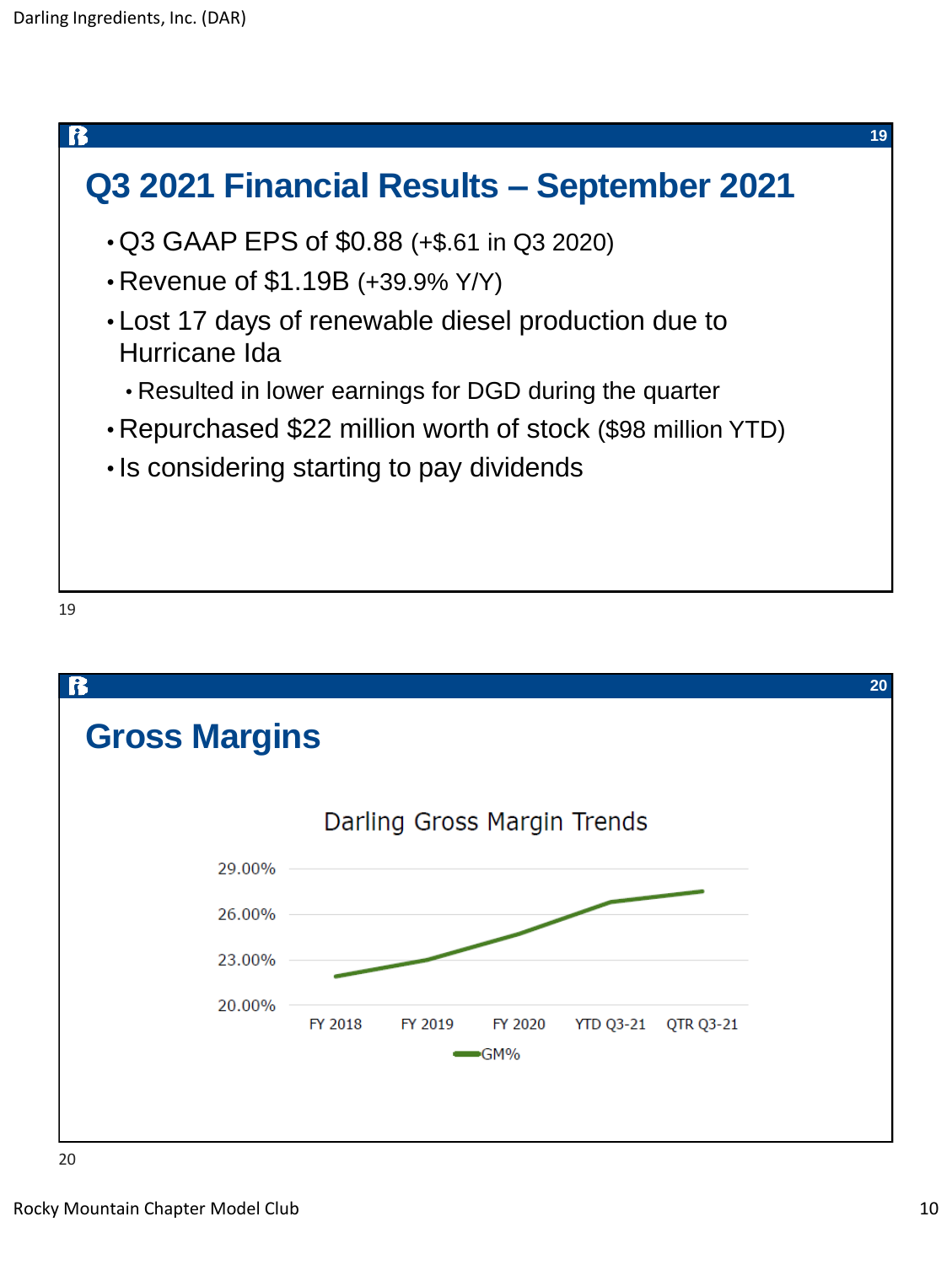## Q3 2021 Financial Results – September 2021

- Q3 GAAP EPS of $0.88 (+$.61 in Q3 2020)
- Revenue of $1.19B (+39.9% Y/Y)
- Lost 17 days of renewable diesel production due to Hurricane Ida
  - Resulted in lower earnings for DGD during the quarter
- Repurchased $22 million worth of stock ($98 million YTD)
- Is considering starting to pay dividends

## Gross Margins

Darling Gross Margin Trends

29.00%
26.00%
23.00%
20.00%

FY 2018 | FY 2019 | FY 2020 | YTD Q3-21 | QTR Q3-21

GM%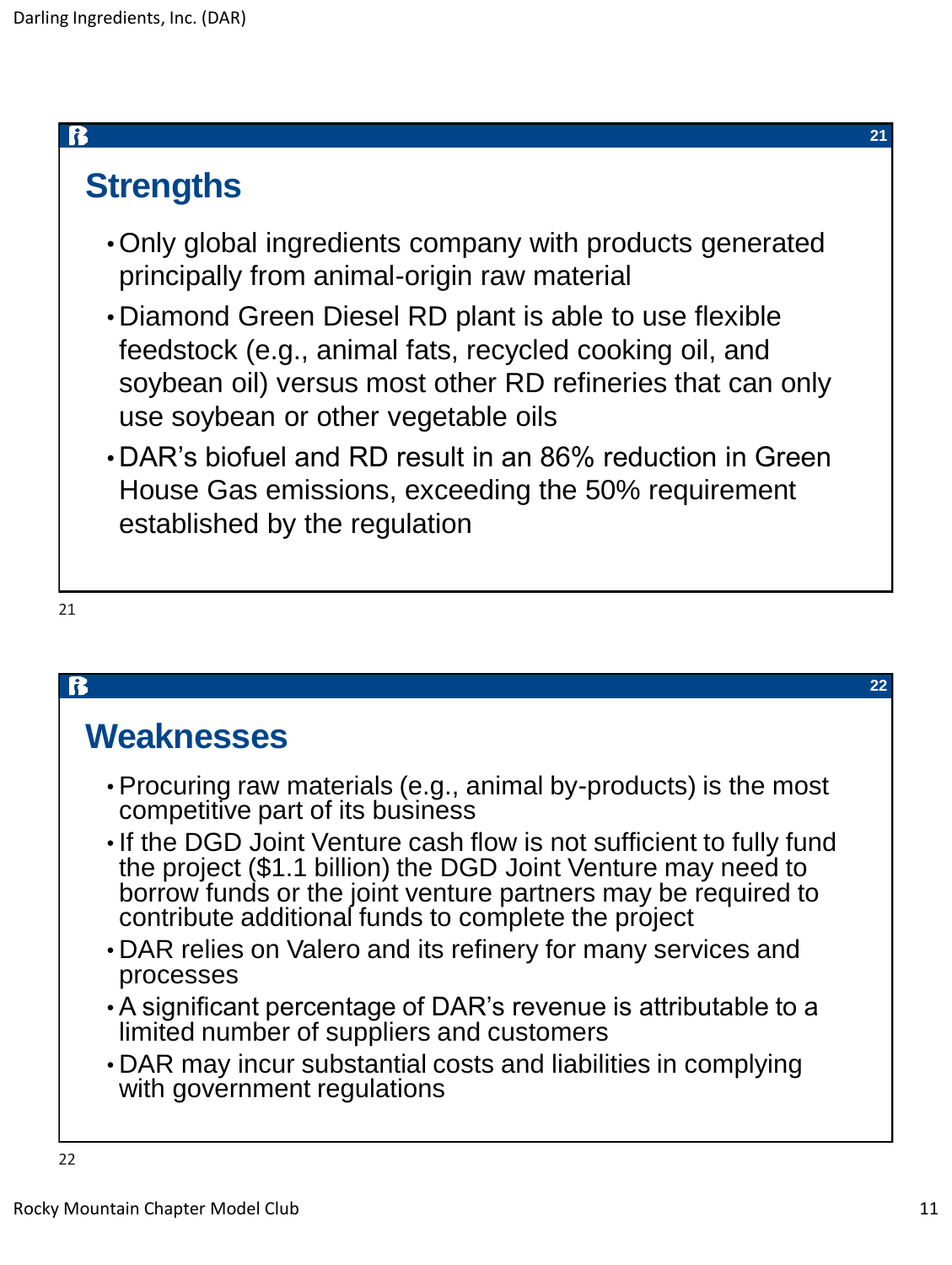## Strengths

- Only global ingredients company with products generated principally from animal-origin raw material
- Diamond Green Diesel RD plant is able to use flexible feedstock (e.g., animal fats, recycled cooking oil, and soybean oil) versus most other RD refineries that can only use soybean or other vegetable oils
- DAR's biofuel and RD result in an 86% reduction in Green House Gas emissions, exceeding the 50% requirement established by the regulation

## Weaknesses

- Procuring raw materials (e.g., animal by-products) is the most competitive part of its business
- If the DGD Joint Venture cash flow is not sufficient to fully fund the project ($1.1 billion) the DGD Joint Venture may need to borrow funds or the joint venture partners may be required to contribute additional funds to complete the project
- DAR relies on Valero and its refinery for many services and processes
- A significant percentage of DAR's revenue is attributable to a limited number of suppliers and customers
- DAR may incur substantial costs and liabilities in complying with government regulations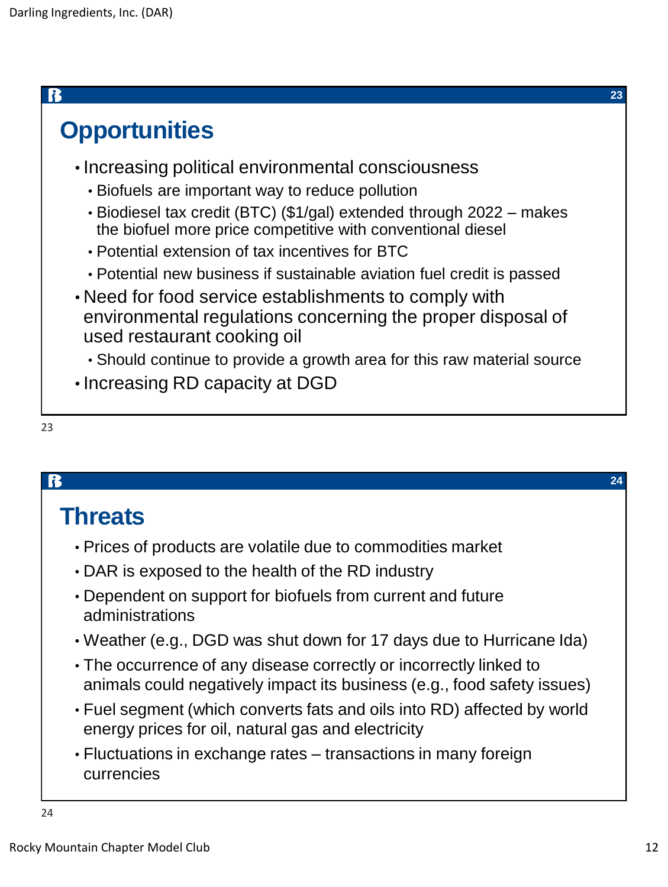## Opportunities

- Increasing political environmental consciousness
  - Biofuels are important way to reduce pollution
  - Biodiesel tax credit (BTC) ($1/gal) extended through 2022 – makes the biofuel more price competitive with conventional diesel
  - Potential extension of tax incentives for BTC
  - Potential new business if sustainable aviation fuel credit is passed
- Need for food service establishments to comply with environmental regulations concerning the proper disposal of used restaurant cooking oil
  - Should continue to provide a growth area for this raw material source
- Increasing RD capacity at DGD

## Threats

- Prices of products are volatile due to commodities market
- DAR is exposed to the health of the RD industry
- Dependent on support for biofuels from current and future administrations
- Weather (e.g., DGD was shut down for 17 days due to Hurricane Ida)
- The occurrence of any disease correctly or incorrectly linked to animals could negatively impact its business (e.g., food safety issues)
- Fuel segment (which converts fats and oils into RD) affected by world energy prices for oil, natural gas and electricity
- Fluctuations in exchange rates – transactions in many foreign currencies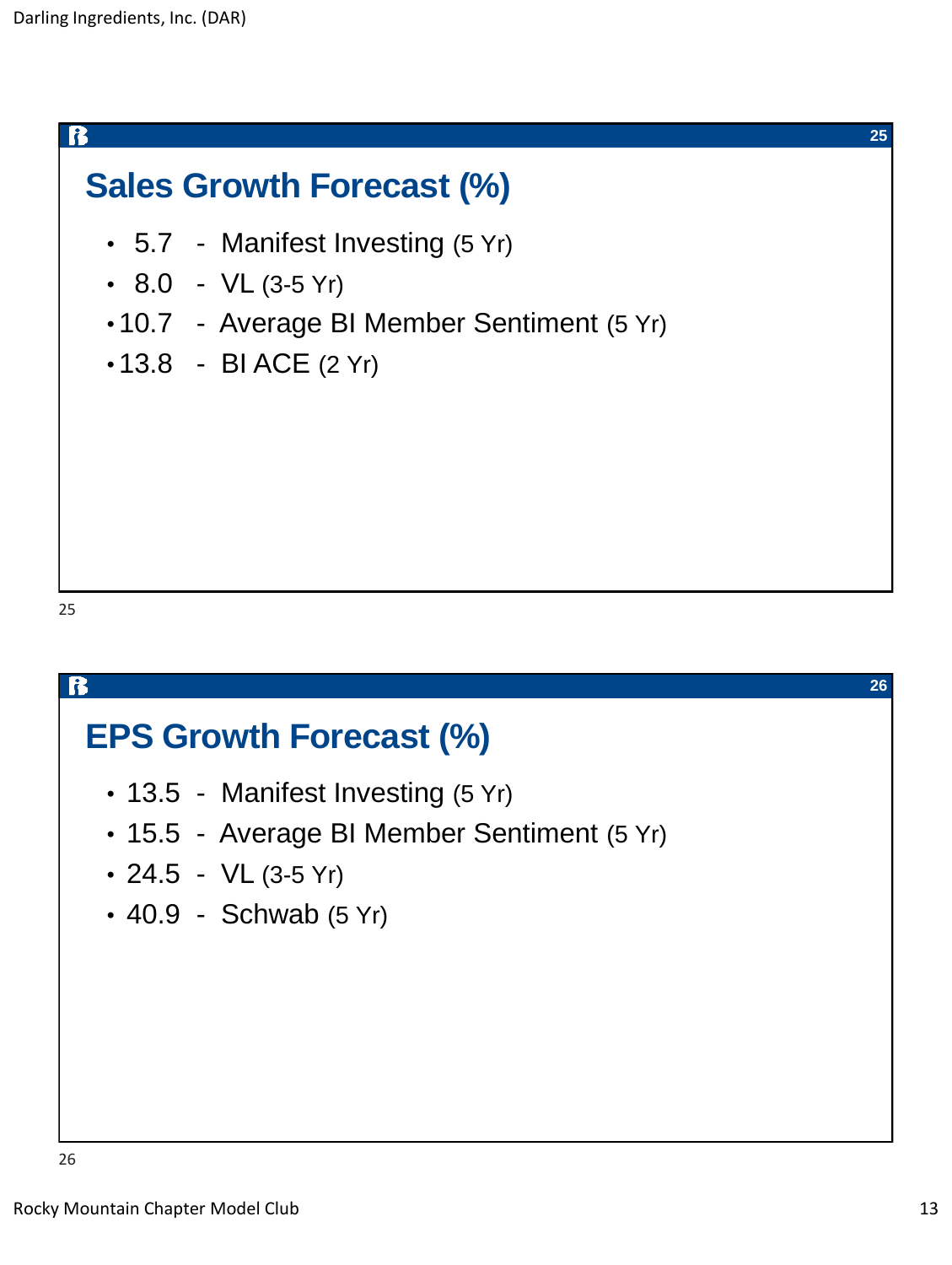## Sales Growth Forecast (%)

- 5.7 - Manifest Investing (5 Yr)
- 8.0 - VL (3-5 Yr)
- 10.7 - Average BI Member Sentiment (5 Yr)
- 13.8 - BI ACE (2 Yr)

## EPS Growth Forecast (%)

- 13.5 - Manifest Investing (5 Yr)
- 15.5 - Average BI Member Sentiment (5 Yr)
- 24.5 - VL (3-5 Yr)
- 40.9 - Schwab (5 Yr)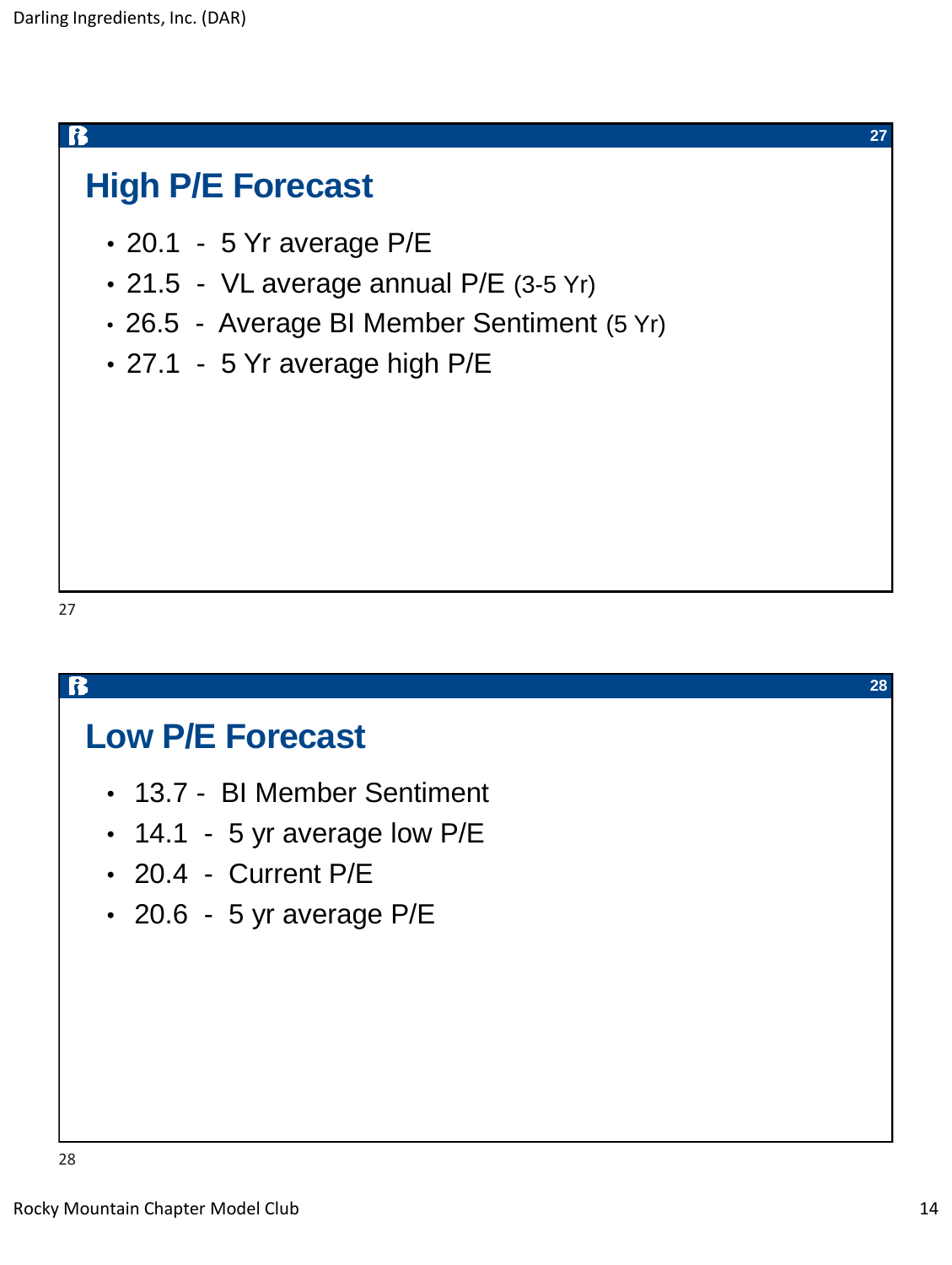## High P/E Forecast

- 20.1 - 5 Yr average P/E
- 21.5 - VL average annual P/E (3-5 Yr)
- 26.5 - Average BI Member Sentiment (5 Yr)
- 27.1 - 5 Yr average high P/E

## Low P/E Forecast

- 13.7 - BI Member Sentiment
- 14.1 - 5 yr average low P/E
- 20.4 - Current P/E
- 20.6 - 5 yr average P/E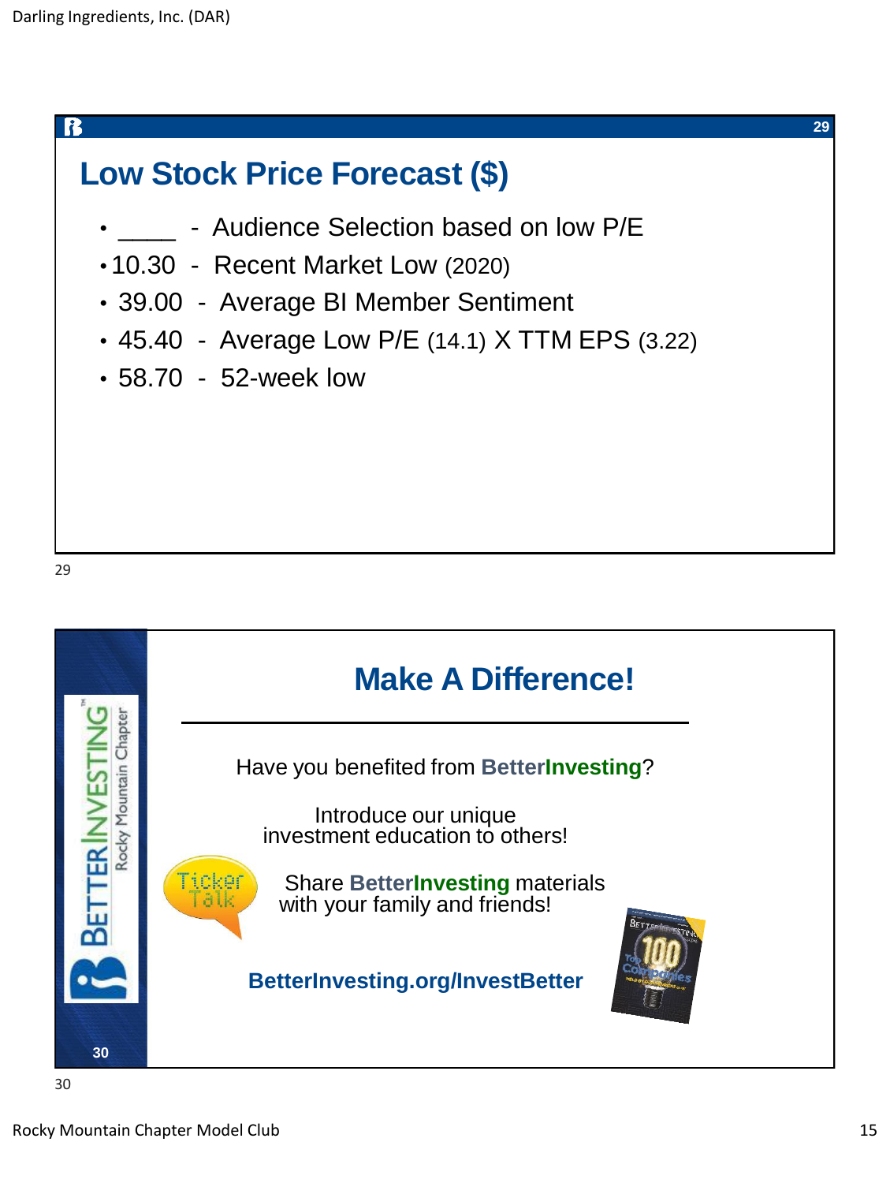## Low Stock Price Forecast ($)

- ____ - Audience Selection based on low P/E
- 10.30 - Recent Market Low (2020)
- 39.00 - Average BI Member Sentiment
- 45.40 - Average Low P/E (14.1) X TTM EPS (3.22)
- 58.70 - 52-week low

## Make A Difference!

Have you benefited from BetterInvesting?

Introduce our unique investment education to others!

Share BetterInvesting materials with your family and friends!

**BetterInvesting.org/InvestBetter**